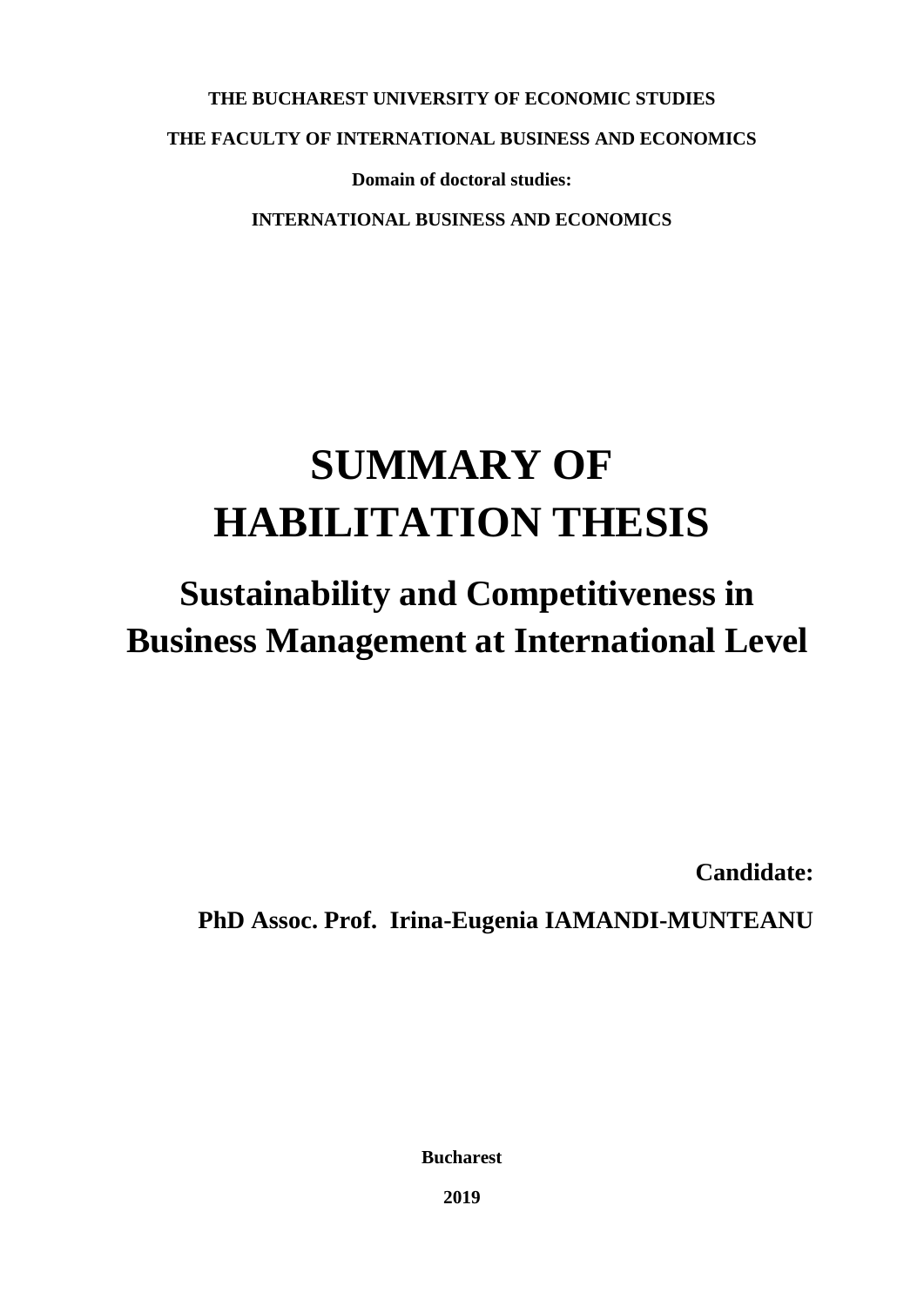**THE BUCHAREST UNIVERSITY OF ECONOMIC STUDIES**

**THE FACULTY OF INTERNATIONAL BUSINESS AND ECONOMICS**

**Domain of doctoral studies:**

**INTERNATIONAL BUSINESS AND ECONOMICS**

# SUMMARY OF HABILITATION THESIS

## Sustainability and Competitiveness in Business Management at International Level

**Candidate:**

**PhD Assoc. Prof. Irina-Eugenia IAMANDI-MUNTEANU**

**Bucharest**

**2019**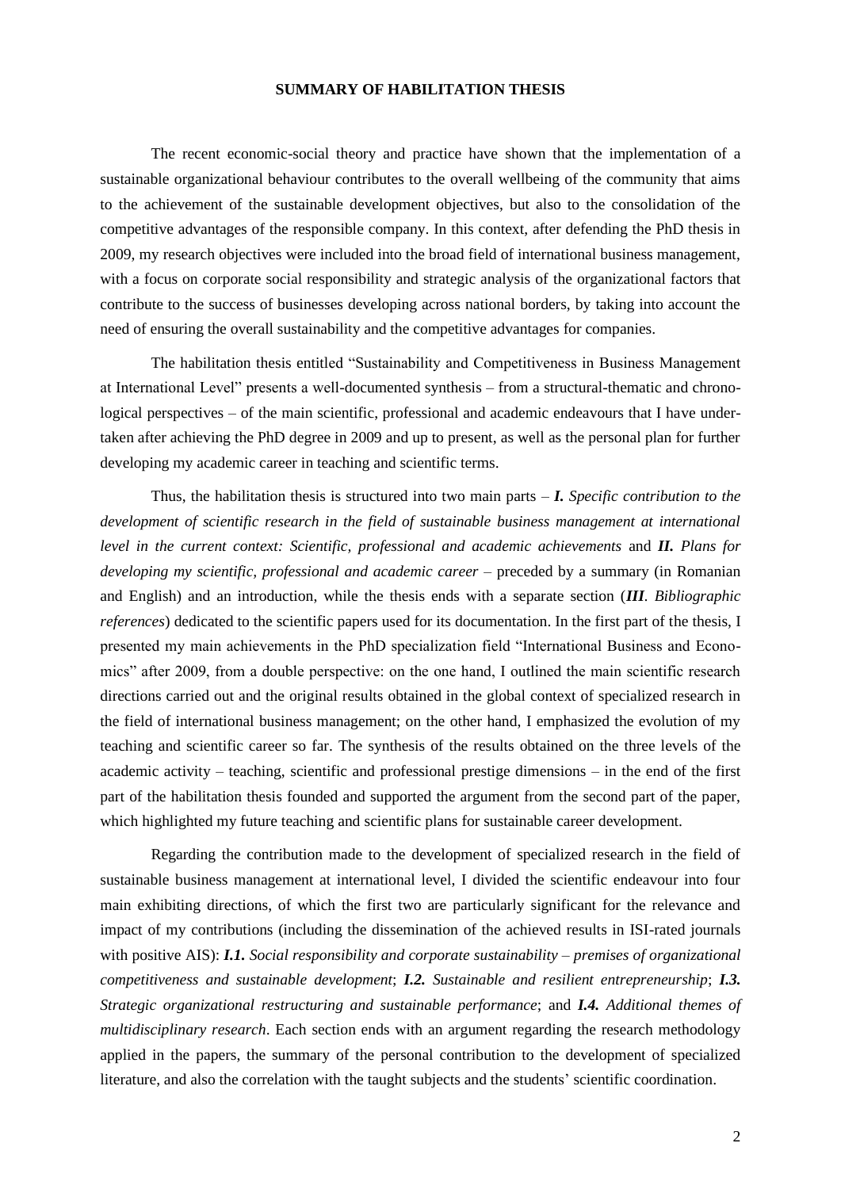# SUMMARY OF HABILITATION THESIS

The recent economic-social theory and practice have shown that the implementation of a sustainable organizational behaviour contributes to the overall wellbeing of the community that aims to the achievement of the sustainable development objectives, but also to the consolidation of the competitive advantages of the responsible company. In this context, after defending the PhD thesis in 2009, my research objectives were included into the broad field of international business management, with a focus on corporate social responsibility and strategic analysis of the organizational factors that contribute to the success of businesses developing across national borders, by taking into account the need of ensuring the overall sustainability and the competitive advantages for companies.

The habilitation thesis entitled "Sustainability and Competitiveness in Business Management at International Level" presents a well-documented synthesis – from a structural-thematic and chronological perspectives – of the main scientific, professional and academic endeavours that I have undertaken after achieving the PhD degree in 2009 and up to present, as well as the personal plan for further developing my academic career in teaching and scientific terms.

Thus, the habilitation thesis is structured into two main parts – ***I.*** *Specific contribution to the development of scientific research in the field of sustainable business management at international level in the current context: Scientific, professional and academic achievements* and ***II.*** *Plans for developing my scientific, professional and academic career* – preceded by a summary (in Romanian and English) and an introduction, while the thesis ends with a separate section (***III***. *Bibliographic references*) dedicated to the scientific papers used for its documentation. In the first part of the thesis, I presented my main achievements in the PhD specialization field "International Business and Economics" after 2009, from a double perspective: on the one hand, I outlined the main scientific research directions carried out and the original results obtained in the global context of specialized research in the field of international business management; on the other hand, I emphasized the evolution of my teaching and scientific career so far. The synthesis of the results obtained on the three levels of the academic activity – teaching, scientific and professional prestige dimensions – in the end of the first part of the habilitation thesis founded and supported the argument from the second part of the paper, which highlighted my future teaching and scientific plans for sustainable career development.

Regarding the contribution made to the development of specialized research in the field of sustainable business management at international level, I divided the scientific endeavour into four main exhibiting directions, of which the first two are particularly significant for the relevance and impact of my contributions (including the dissemination of the achieved results in ISI-rated journals with positive AIS): ***I.1.*** *Social responsibility and corporate sustainability – premises of organizational competitiveness and sustainable development*; ***I.2.*** *Sustainable and resilient entrepreneurship*; ***I.3.*** *Strategic organizational restructuring and sustainable performance*; and ***I.4.*** *Additional themes of multidisciplinary research*. Each section ends with an argument regarding the research methodology applied in the papers, the summary of the personal contribution to the development of specialized literature, and also the correlation with the taught subjects and the students' scientific coordination.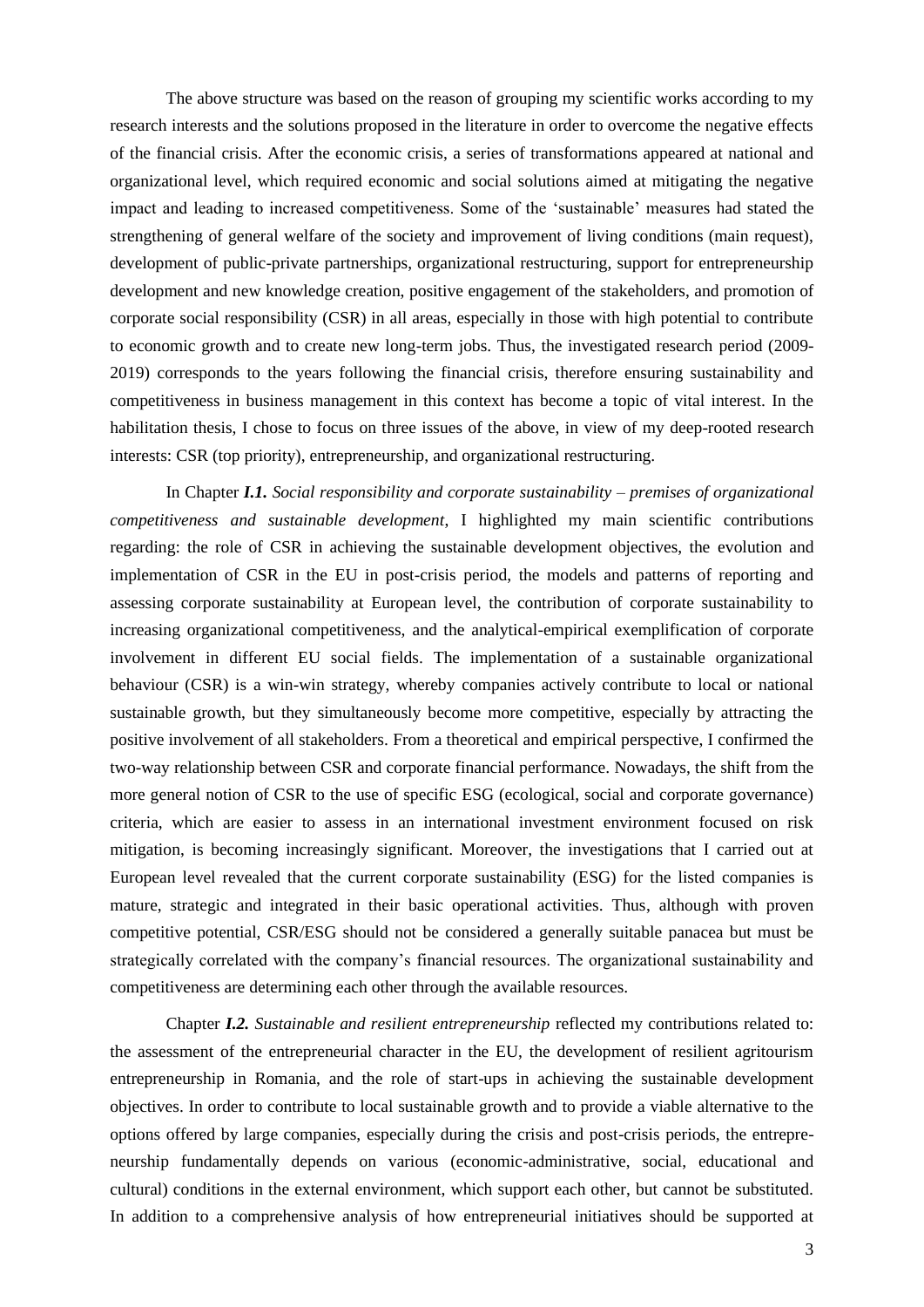The above structure was based on the reason of grouping my scientific works according to my research interests and the solutions proposed in the literature in order to overcome the negative effects of the financial crisis. After the economic crisis, a series of transformations appeared at national and organizational level, which required economic and social solutions aimed at mitigating the negative impact and leading to increased competitiveness. Some of the 'sustainable' measures had stated the strengthening of general welfare of the society and improvement of living conditions (main request), development of public-private partnerships, organizational restructuring, support for entrepreneurship development and new knowledge creation, positive engagement of the stakeholders, and promotion of corporate social responsibility (CSR) in all areas, especially in those with high potential to contribute to economic growth and to create new long-term jobs. Thus, the investigated research period (2009-2019) corresponds to the years following the financial crisis, therefore ensuring sustainability and competitiveness in business management in this context has become a topic of vital interest. In the habilitation thesis, I chose to focus on three issues of the above, in view of my deep-rooted research interests: CSR (top priority), entrepreneurship, and organizational restructuring.

In Chapter ***I.1.*** *Social responsibility and corporate sustainability – premises of organizational competitiveness and sustainable development*, I highlighted my main scientific contributions regarding: the role of CSR in achieving the sustainable development objectives, the evolution and implementation of CSR in the EU in post-crisis period, the models and patterns of reporting and assessing corporate sustainability at European level, the contribution of corporate sustainability to increasing organizational competitiveness, and the analytical-empirical exemplification of corporate involvement in different EU social fields. The implementation of a sustainable organizational behaviour (CSR) is a win-win strategy, whereby companies actively contribute to local or national sustainable growth, but they simultaneously become more competitive, especially by attracting the positive involvement of all stakeholders. From a theoretical and empirical perspective, I confirmed the two-way relationship between CSR and corporate financial performance. Nowadays, the shift from the more general notion of CSR to the use of specific ESG (ecological, social and corporate governance) criteria, which are easier to assess in an international investment environment focused on risk mitigation, is becoming increasingly significant. Moreover, the investigations that I carried out at European level revealed that the current corporate sustainability (ESG) for the listed companies is mature, strategic and integrated in their basic operational activities. Thus, although with proven competitive potential, CSR/ESG should not be considered a generally suitable panacea but must be strategically correlated with the company's financial resources. The organizational sustainability and competitiveness are determining each other through the available resources.

Chapter ***I.2.*** *Sustainable and resilient entrepreneurship* reflected my contributions related to: the assessment of the entrepreneurial character in the EU, the development of resilient agritourism entrepreneurship in Romania, and the role of start-ups in achieving the sustainable development objectives. In order to contribute to local sustainable growth and to provide a viable alternative to the options offered by large companies, especially during the crisis and post-crisis periods, the entrepreneurship fundamentally depends on various (economic-administrative, social, educational and cultural) conditions in the external environment, which support each other, but cannot be substituted. In addition to a comprehensive analysis of how entrepreneurial initiatives should be supported at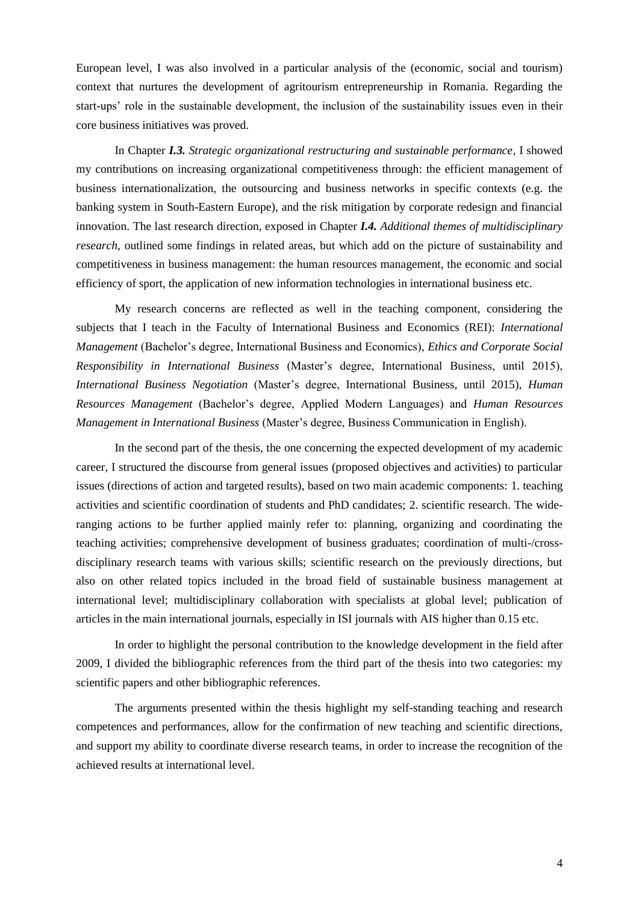European level, I was also involved in a particular analysis of the (economic, social and tourism) context that nurtures the development of agritourism entrepreneurship in Romania. Regarding the start-ups' role in the sustainable development, the inclusion of the sustainability issues even in their core business initiatives was proved.

In Chapter ***I.3.*** *Strategic organizational restructuring and sustainable performance*, I showed my contributions on increasing organizational competitiveness through: the efficient management of business internationalization, the outsourcing and business networks in specific contexts (e.g. the banking system in South-Eastern Europe), and the risk mitigation by corporate redesign and financial innovation. The last research direction, exposed in Chapter ***I.4.*** *Additional themes of multidisciplinary research*, outlined some findings in related areas, but which add on the picture of sustainability and competitiveness in business management: the human resources management, the economic and social efficiency of sport, the application of new information technologies in international business etc.

My research concerns are reflected as well in the teaching component, considering the subjects that I teach in the Faculty of International Business and Economics (REI): *International Management* (Bachelor's degree, International Business and Economics), *Ethics and Corporate Social Responsibility in International Business* (Master's degree, International Business, until 2015), *International Business Negotiation* (Master's degree, International Business, until 2015), *Human Resources Management* (Bachelor's degree, Applied Modern Languages) and *Human Resources Management in International Business* (Master's degree, Business Communication in English).

In the second part of the thesis, the one concerning the expected development of my academic career, I structured the discourse from general issues (proposed objectives and activities) to particular issues (directions of action and targeted results), based on two main academic components: 1. teaching activities and scientific coordination of students and PhD candidates; 2. scientific research. The wide-ranging actions to be further applied mainly refer to: planning, organizing and coordinating the teaching activities; comprehensive development of business graduates; coordination of multi-/cross-disciplinary research teams with various skills; scientific research on the previously directions, but also on other related topics included in the broad field of sustainable business management at international level; multidisciplinary collaboration with specialists at global level; publication of articles in the main international journals, especially in ISI journals with AIS higher than 0.15 etc.

In order to highlight the personal contribution to the knowledge development in the field after 2009, I divided the bibliographic references from the third part of the thesis into two categories: my scientific papers and other bibliographic references.

The arguments presented within the thesis highlight my self-standing teaching and research competences and performances, allow for the confirmation of new teaching and scientific directions, and support my ability to coordinate diverse research teams, in order to increase the recognition of the achieved results at international level.